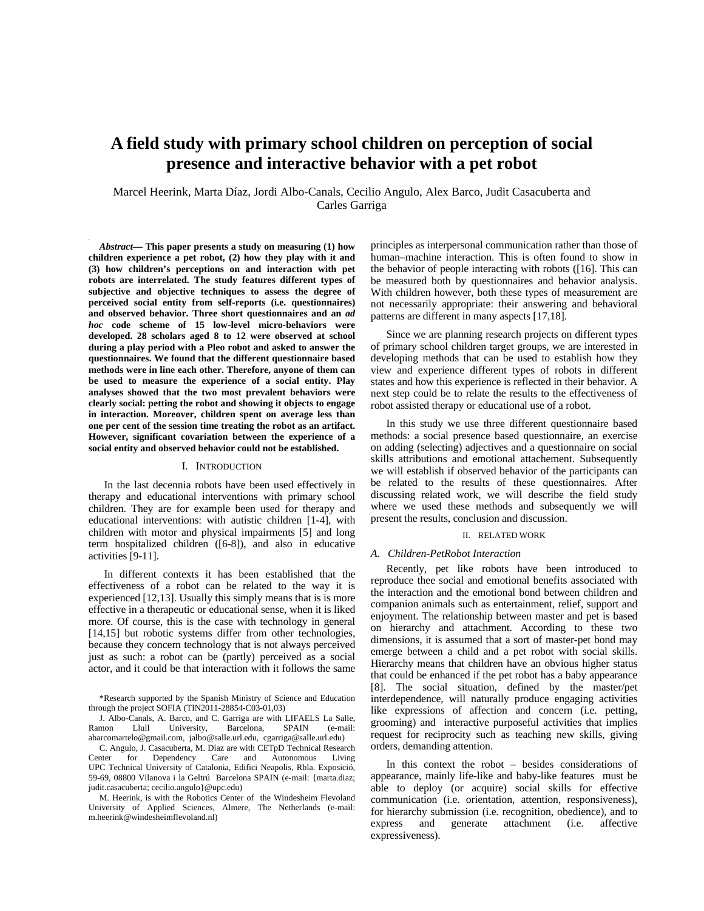# A field study with primary school children on perception of social presence and interactive behavior with a pet robot

Marcel Heerink, Marta Díaz, Jordi Albo-Canals, Cecilio Angulo, Alex Barco, Judit Casacuberta and Carles Garriga

***Abstract*— This paper presents a study on measuring (1) how children experience a pet robot, (2) how they play with it and (3) how children's perceptions on and interaction with pet robots are interrelated. The study features different types of subjective and objective techniques to assess the degree of perceived social entity from self-reports (i.e. questionnaires) and observed behavior. Three short questionnaires and an *ad hoc* code scheme of 15 low-level micro-behaviors were developed. 28 scholars aged 8 to 12 were observed at school during a play period with a Pleo robot and asked to answer the questionnaires. We found that the different questionnaire based methods were in line each other. Therefore, anyone of them can be used to measure the experience of a social entity. Play analyses showed that the two most prevalent behaviors were clearly social: petting the robot and showing it objects to engage in interaction. Moreover, children spent on average less than one per cent of the session time treating the robot as an artifact. However, significant covariation between the experience of a social entity and observed behavior could not be established.**

## I. Introduction

In the last decennia robots have been used effectively in therapy and educational interventions with primary school children. They are for example been used for therapy and educational interventions: with autistic children [1-4], with children with motor and physical impairments [5] and long term hospitalized children ([6-8]), and also in educative activities [9-11].

In different contexts it has been established that the effectiveness of a robot can be related to the way it is experienced [12,13]. Usually this simply means that is is more effective in a therapeutic or educational sense, when it is liked more. Of course, this is the case with technology in general [14,15] but robotic systems differ from other technologies, because they concern technology that is not always perceived just as such: a robot can be (partly) perceived as a social actor, and it could be that interaction with it follows the same principles as interpersonal communication rather than those of human–machine interaction. This is often found to show in the behavior of people interacting with robots ([16]. This can be measured both by questionnaires and behavior analysis. With children however, both these types of measurement are not necessarily appropriate: their answering and behavioral patterns are different in many aspects [17,18].

Since we are planning research projects on different types of primary school children target groups, we are interested in developing methods that can be used to establish how they view and experience different types of robots in different states and how this experience is reflected in their behavior. A next step could be to relate the results to the effectiveness of robot assisted therapy or educational use of a robot.

In this study we use three different questionnaire based methods: a social presence based questionnaire, an exercise on adding (selecting) adjectives and a questionnaire on social skills attributions and emotional attachement. Subsequently we will establish if observed behavior of the participants can be related to the results of these questionnaires. After discussing related work, we will describe the field study where we used these methods and subsequently we will present the results, conclusion and discussion.

## II. Related Work

### *A. Children-PetRobot Interaction*

Recently, pet like robots have been introduced to reproduce thee social and emotional benefits associated with the interaction and the emotional bond between children and companion animals such as entertainment, relief, support and enjoyment. The relationship between master and pet is based on hierarchy and attachment. According to these two dimensions, it is assumed that a sort of master-pet bond may emerge between a child and a pet robot with social skills. Hierarchy means that children have an obvious higher status that could be enhanced if the pet robot has a baby appearance [8]. The social situation, defined by the master/pet interdependence, will naturally produce engaging activities like expressions of affection and concern (i.e. petting, grooming) and interactive purposeful activities that implies request for reciprocity such as teaching new skills, giving orders, demanding attention.

In this context the robot – besides considerations of appearance, mainly life-like and baby-like features must be able to deploy (or acquire) social skills for effective communication (i.e. orientation, attention, responsiveness), for hierarchy submission (i.e. recognition, obedience), and to express and generate attachment (i.e. affective expressiveness).

*Research supported by the Spanish Ministry of Science and Education through the project SOFIA (TIN2011-28854-C03-01,03)

J. Albo-Canals, A. Barco, and C. Garriga are with LIFAELS La Salle, Ramon Llull University, Barcelona, SPAIN (e-mail: abarcomartelo@gmail.com, jalbo@salle.url.edu, cgarriga@salle.url.edu)

C. Angulo, J. Casacuberta, M. Díaz are with CETpD Technical Research Center for Dependency Care and Autonomous Living UPC Technical University of Catalonia, Edifici Neapolis, Rbla. Exposició, 59-69, 08800 Vilanova i la Geltrú Barcelona SPAIN (e-mail: {marta.diaz; judit.casacuberta; cecilio.angulo}@upc.edu)

M. Heerink, is with the Robotics Center of the Windesheim Flevoland University of Applied Sciences, Almere, The Netherlands (e-mail: m.heerink@windesheimflevoland.nl)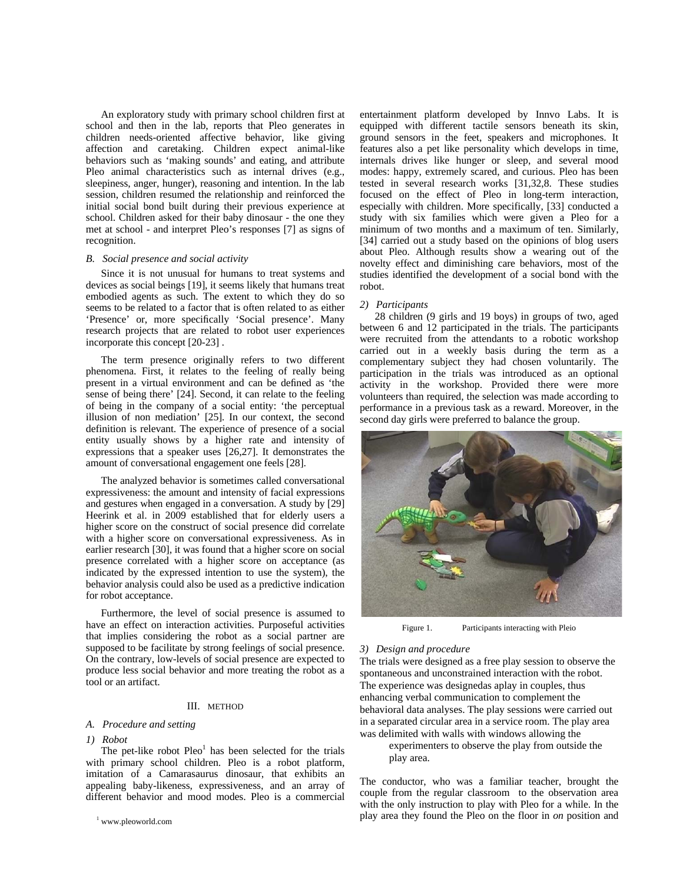An exploratory study with primary school children first at school and then in the lab, reports that Pleo generates in children needs-oriented affective behavior, like giving affection and caretaking. Children expect animal-like behaviors such as 'making sounds' and eating, and attribute Pleo animal characteristics such as internal drives (e.g., sleepiness, anger, hunger), reasoning and intention. In the lab session, children resumed the relationship and reinforced the initial social bond built during their previous experience at school. Children asked for their baby dinosaur - the one they met at school - and interpret Pleo's responses [7] as signs of recognition.

### B. Social presence and social activity

Since it is not unusual for humans to treat systems and devices as social beings [19], it seems likely that humans treat embodied agents as such. The extent to which they do so seems to be related to a factor that is often related to as either 'Presence' or, more specifically 'Social presence'. Many research projects that are related to robot user experiences incorporate this concept [20-23] .

The term presence originally refers to two different phenomena. First, it relates to the feeling of really being present in a virtual environment and can be defined as 'the sense of being there' [24]. Second, it can relate to the feeling of being in the company of a social entity: 'the perceptual illusion of non mediation' [25]. In our context, the second definition is relevant. The experience of presence of a social entity usually shows by a higher rate and intensity of expressions that a speaker uses [26,27]. It demonstrates the amount of conversational engagement one feels [28].

The analyzed behavior is sometimes called conversational expressiveness: the amount and intensity of facial expressions and gestures when engaged in a conversation. A study by [29] Heerink et al. in 2009 established that for elderly users a higher score on the construct of social presence did correlate with a higher score on conversational expressiveness. As in earlier research [30], it was found that a higher score on social presence correlated with a higher score on acceptance (as indicated by the expressed intention to use the system), the behavior analysis could also be used as a predictive indication for robot acceptance.

Furthermore, the level of social presence is assumed to have an effect on interaction activities. Purposeful activities that implies considering the robot as a social partner are supposed to be facilitate by strong feelings of social presence. On the contrary, low-levels of social presence are expected to produce less social behavior and more treating the robot as a tool or an artifact.

## III. METHOD

### A. Procedure and setting

#### 1) Robot

The pet-like robot Pleo[1] has been selected for the trials with primary school children. Pleo is a robot platform, imitation of a Camarasaurus dinosaur, that exhibits an appealing baby-likeness, expressiveness, and an array of different behavior and mood modes. Pleo is a commercial entertainment platform developed by Innvo Labs. It is equipped with different tactile sensors beneath its skin, ground sensors in the feet, speakers and microphones. It features also a pet like personality which develops in time, internals drives like hunger or sleep, and several mood modes: happy, extremely scared, and curious. Pleo has been tested in several research works [31,32,8. These studies focused on the effect of Pleo in long-term interaction, especially with children. More specifically, [33] conducted a study with six families which were given a Pleo for a minimum of two months and a maximum of ten. Similarly, [34] carried out a study based on the opinions of blog users about Pleo. Although results show a wearing out of the novelty effect and diminishing care behaviors, most of the studies identified the development of a social bond with the robot.

[1] www.pleoworld.com

#### 2) Participants

28 children (9 girls and 19 boys) in groups of two, aged between 6 and 12 participated in the trials. The participants were recruited from the attendants to a robotic workshop carried out in a weekly basis during the term as a complementary subject they had chosen voluntarily. The participation in the trials was introduced as an optional activity in the workshop. Provided there were more volunteers than required, the selection was made according to performance in a previous task as a reward. Moreover, in the second day girls were preferred to balance the group.

Figure 1. Participants interacting with Pleio

#### 3) Design and procedure

The trials were designed as a free play session to observe the spontaneous and unconstrained interaction with the robot. The experience was designedas aplay in couples, thus enhancing verbal communication to complement the behavioral data analyses. The play sessions were carried out in a separated circular area in a service room. The play area was delimited with walls with windows allowing the experimenters to observe the play from outside the play area.

The conductor, who was a familiar teacher, brought the couple from the regular classroom to the observation area with the only instruction to play with Pleo for a while. In the play area they found the Pleo on the floor in *on* position and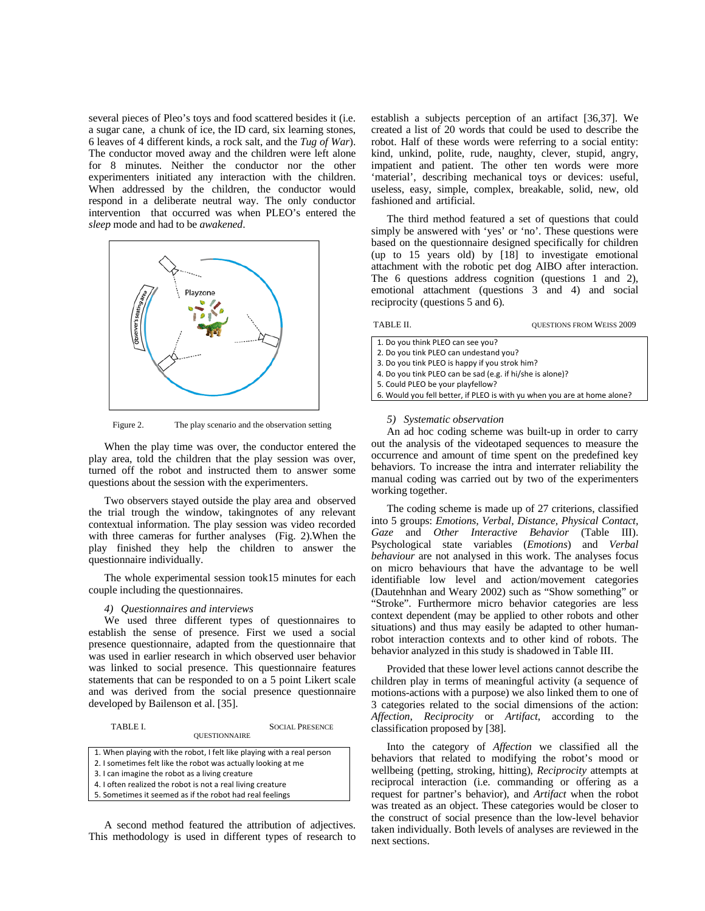several pieces of Pleo's toys and food scattered besides it (i.e. a sugar cane, a chunk of ice, the ID card, six learning stones, 6 leaves of 4 different kinds, a rock salt, and the *Tug of War*). The conductor moved away and the children were left alone for 8 minutes. Neither the conductor nor the other experimenters initiated any interaction with the children. When addressed by the children, the conductor would respond in a deliberate neutral way. The only conductor intervention that occurred was when PLEO's entered the *sleep* mode and had to be *awakened*.

Playzone

Observer's seating area

Figure 2. The play scenario and the observation setting

When the play time was over, the conductor entered the play area, told the children that the play session was over, turned off the robot and instructed them to answer some questions about the session with the experimenters.

Two observers stayed outside the play area and observed the trial trough the window, takingnotes of any relevant contextual information. The play session was video recorded with three cameras for further analyses (Fig. 2).When the play finished they help the children to answer the questionnaire individually.

The whole experimental session took15 minutes for each couple including the questionnaires.

### 4) Questionnaires and interviews

We used three different types of questionnaires to establish the sense of presence. First we used a social presence questionnaire, adapted from the questionnaire that was used in earlier research in which observed user behavior was linked to social presence. This questionnaire features statements that can be responded to on a 5 point Likert scale and was derived from the social presence questionnaire developed by Bailenson et al. [35].

TABLE I. SOCIAL PRESENCE QUESTIONNAIRE

| |
|---|
| 1. When playing with the robot, I felt like playing with a real person |
| 2. I sometimes felt like the robot was actually looking at me |
| 3. I can imagine the robot as a living creature |
| 4. I often realized the robot is not a real living creature |
| 5. Sometimes it seemed as if the robot had real feelings |

A second method featured the attribution of adjectives. This methodology is used in different types of research to establish a subjects perception of an artifact [36,37]. We created a list of 20 words that could be used to describe the robot. Half of these words were referring to a social entity: kind, unkind, polite, rude, naughty, clever, stupid, angry, impatient and patient. The other ten words were more 'material', describing mechanical toys or devices: useful, useless, easy, simple, complex, breakable, solid, new, old fashioned and artificial.

The third method featured a set of questions that could simply be answered with 'yes' or 'no'. These questions were based on the questionnaire designed specifically for children (up to 15 years old) by [18] to investigate emotional attachment with the robotic pet dog AIBO after interaction. The 6 questions address cognition (questions 1 and 2), emotional attachment (questions 3 and 4) and social reciprocity (questions 5 and 6).

TABLE II. QUESTIONS FROM WEISS 2009

| |
|---|
| 1. Do you think PLEO can see you? |
| 2. Do you tink PLEO can undestand you? |
| 3. Do you tink PLEO is happy if you strok him? |
| 4. Do you tink PLEO can be sad (e.g. if hi/she is alone)? |
| 5. Could PLEO be your playfellow? |
| 6. Would you fell better, if PLEO is with yu when you are at home alone? |

### 5) Systematic observation

An ad hoc coding scheme was built-up in order to carry out the analysis of the videotaped sequences to measure the occurrence and amount of time spent on the predefined key behaviors. To increase the intra and interrater reliability the manual coding was carried out by two of the experimenters working together.

The coding scheme is made up of 27 criterions, classified into 5 groups: *Emotions, Verbal, Distance, Physical Contact, Gaze* and *Other Interactive Behavior* (Table III). Psychological state variables (*Emotions*) and *Verbal behaviour* are not analysed in this work. The analyses focus on micro behaviours that have the advantage to be well identifiable low level and action/movement categories (Dautehnhan and Weary 2002) such as "Show something" or "Stroke". Furthermore micro behavior categories are less context dependent (may be applied to other robots and other situations) and thus may easily be adapted to other human-robot interaction contexts and to other kind of robots. The behavior analyzed in this study is shadowed in Table III.

Provided that these lower level actions cannot describe the children play in terms of meaningful activity (a sequence of motions-actions with a purpose) we also linked them to one of 3 categories related to the social dimensions of the action: *Affection*, *Reciprocity* or *Artifact*, according to the classification proposed by [38].

Into the category of *Affection* we classified all the behaviors that related to modifying the robot's mood or wellbeing (petting, stroking, hitting), *Reciprocity* attempts at reciprocal interaction (i.e. commanding or offering as a request for partner's behavior), and *Artifact* when the robot was treated as an object. These categories would be closer to the construct of social presence than the low-level behavior taken individually. Both levels of analyses are reviewed in the next sections.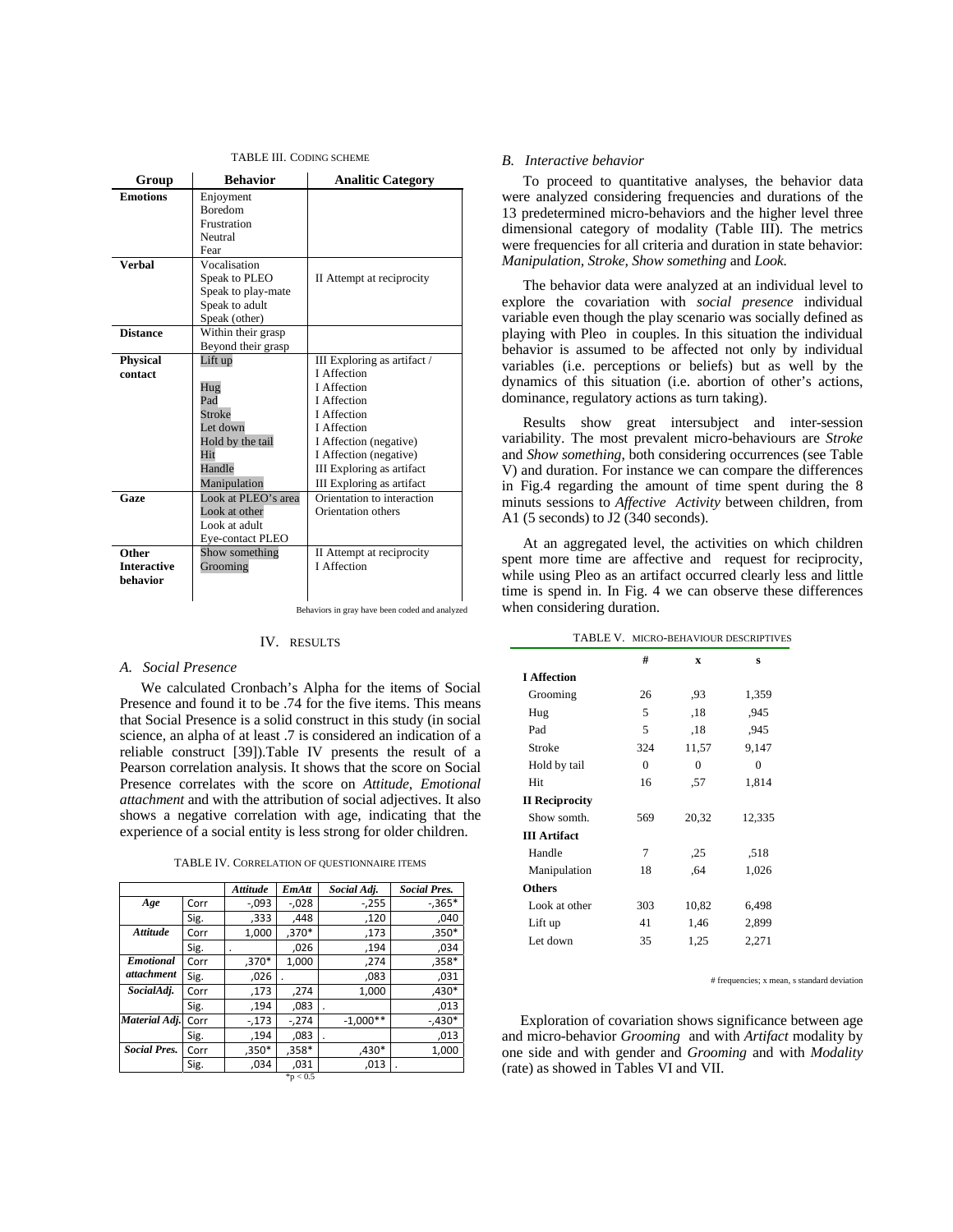TABLE III. CODING SCHEME

| Group | Behavior | Analitic Category |
|---|---|---|
| **Emotions** | Enjoyment | |
| | Boredom | |
| | Frustration | |
| | Neutral | |
| | Fear | |
| **Verbal** | Vocalisation | |
| | Speak to PLEO | II Attempt at reciprocity |
| | Speak to play-mate | |
| | Speak to adult | |
| | Speak (other) | |
| **Distance** | Within their grasp | |
| | Beyond their grasp | |
| **Physical contact** | Lift up | III Exploring as artifact / I Affection |
| | Hug | I Affection |
| | Pad | I Affection |
| | Stroke | I Affection |
| | Let down | I Affection |
| | Hold by the tail | I Affection (negative) |
| | Hit | I Affection (negative) |
| | Handle | III Exploring as artifact |
| | Manipulation | III Exploring as artifact |
| **Gaze** | Look at PLEO's area | Orientation to interaction |
| | Look at other | Orientation others |
| | Look at adult | |
| | Eye-contact PLEO | |
| **Other Interactive behavior** | Show something | II Attempt at reciprocity |
| | Grooming | I Affection |

Behaviors in gray have been coded and analyzed

## IV. RESULTS

### A. Social Presence

We calculated Cronbach's Alpha for the items of Social Presence and found it to be .74 for the five items. This means that Social Presence is a solid construct in this study (in social science, an alpha of at least .7 is considered an indication of a reliable construct [39]).Table IV presents the result of a Pearson correlation analysis. It shows that the score on Social Presence correlates with the score on *Attitude*, *Emotional attachment* and with the attribution of social adjectives. It also shows a negative correlation with age, indicating that the experience of a social entity is less strong for older children.

TABLE IV. CORRELATION OF QUESTIONNAIRE ITEMS

| | | *Attitude* | *EmAtt* | *Social Adj.* | *Social Pres.* |
|---|---|---|---|---|---|
| ***Age*** | Corr | -,093 | -,028 | -,255 | -,365* |
| | Sig. | ,333 | ,448 | ,120 | ,040 |
| ***Attitude*** | Corr | 1,000 | ,370* | ,173 | ,350* |
| | Sig. | . | ,026 | ,194 | ,034 |
| ***Emotional attachment*** | Corr | ,370* | 1,000 | ,274 | ,358* |
| | Sig. | ,026 | . | ,083 | ,031 |
| ***SocialAdj.*** | Corr | ,173 | ,274 | 1,000 | ,430* |
| | Sig. | ,194 | ,083 | . | ,013 |
| ***Material Adj.*** | Corr | -,173 | -,274 | -1,000** | -,430* |
| | Sig. | ,194 | ,083 | . | ,013 |
| ***Social Pres.*** | Corr | ,350* | ,358* | ,430* | 1,000 |
| | Sig. | ,034 | ,031 | ,013 | . |

*p < 0.5

### B. Interactive behavior

To proceed to quantitative analyses, the behavior data were analyzed considering frequencies and durations of the 13 predetermined micro-behaviors and the higher level three dimensional category of modality (Table III). The metrics were frequencies for all criteria and duration in state behavior: *Manipulation, Stroke, Show something* and *Look.*

The behavior data were analyzed at an individual level to explore the covariation with *social presence* individual variable even though the play scenario was socially defined as playing with Pleo in couples. In this situation the individual behavior is assumed to be affected not only by individual variables (i.e. perceptions or beliefs) but as well by the dynamics of this situation (i.e. abortion of other's actions, dominance, regulatory actions as turn taking).

Results show great intersubject and inter-session variability. The most prevalent micro-behaviours are *Stroke* and *Show something,* both considering occurrences (see Table V) and duration. For instance we can compare the differences in Fig.4 regarding the amount of time spent during the 8 minuts sessions to *Affective Activity* between children, from A1 (5 seconds) to J2 (340 seconds).

At an aggregated level, the activities on which children spent more time are affective and request for reciprocity, while using Pleo as an artifact occurred clearly less and little time is spend in. In Fig. 4 we can observe these differences when considering duration.

TABLE V. MICRO-BEHAVIOUR DESCRIPTIVES

| | # | x | s |
|---|---|---|---|
| **I Affection** | | | |
| Grooming | 26 | ,93 | 1,359 |
| Hug | 5 | ,18 | ,945 |
| Pad | 5 | ,18 | ,945 |
| Stroke | 324 | 11,57 | 9,147 |
| Hold by tail | 0 | 0 | 0 |
| Hit | 16 | ,57 | 1,814 |
| **II Reciprocity** | | | |
| Show somth. | 569 | 20,32 | 12,335 |
| **III Artifact** | | | |
| Handle | 7 | ,25 | ,518 |
| Manipulation | 18 | ,64 | 1,026 |
| **Others** | | | |
| Look at other | 303 | 10,82 | 6,498 |
| Lift up | 41 | 1,46 | 2,899 |
| Let down | 35 | 1,25 | 2,271 |

# frequencies; x mean, s standard deviation

Exploration of covariation shows significance between age and micro-behavior *Grooming* and with *Artifact* modality by one side and with gender and *Grooming* and with *Modality* (rate) as showed in Tables VI and VII.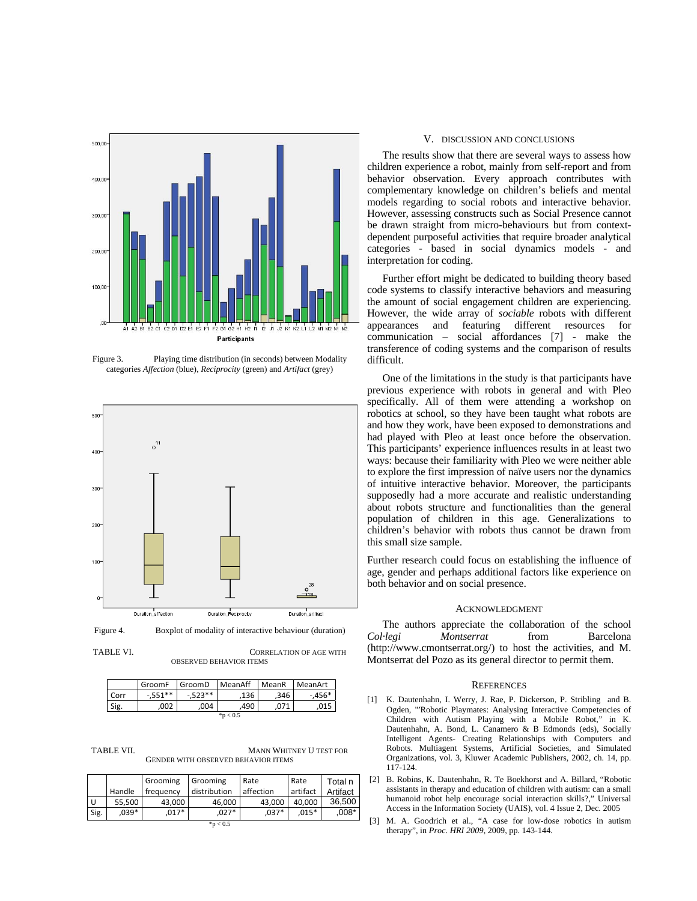500,00

400,00

300,00

200,00

100,00

,00

A1 A2 B1 B2 C1 C2 D1 D2 E1 E2 F1 F2 G1 G2 H1 H2 I1 I2 J1 J2 K1 K2 L1 L2 M1 M2 N1 N2

Participants

Figure 3. Playing time distribution (in seconds) between Modality categories *Affection* (blue), *Reciprocity* (green) and *Artifact* (grey)

500

400

300

200

100

0

11

28

Duration_affection Duration_Reciprocity Duration_artifact

Figure 4. Boxplot of modality of interactive behaviour (duration)

TABLE VI. CORRELATION OF AGE WITH OBSERVED BEHAVIOR ITEMS

| | GroomF | GroomD | MeanAff | MeanR | MeanArt |
|---|---|---|---|---|---|
| Corr | -,551** | -,523** | ,136 | ,346 | -,456* |
| Sig. | ,002 | ,004 | ,490 | ,071 | ,015 |

*p < 0.5

TABLE VII. MANN WHITNEY U TEST FOR GENDER WITH OBSERVED BEHAVIOR ITEMS

| | Handle | Grooming frequency | Grooming distribution | Rate affection | Rate artifact | Total n Artifact |
|---|---|---|---|---|---|---|
| U | 55,500 | 43,000 | 46,000 | 43,000 | 40,000 | 36,500 |
| Sig. | ,039* | ,017* | ,027* | ,037* | ,015* | ,008* |

*p < 0.5

## V. DISCUSSION AND CONCLUSIONS

The results show that there are several ways to assess how children experience a robot, mainly from self-report and from behavior observation. Every approach contributes with complementary knowledge on children's beliefs and mental models regarding to social robots and interactive behavior. However, assessing constructs such as Social Presence cannot be drawn straight from micro-behaviours but from context-dependent purposeful activities that require broader analytical categories - based in social dynamics models - and interpretation for coding.

Further effort might be dedicated to building theory based code systems to classify interactive behaviors and measuring the amount of social engagement children are experiencing. However, the wide array of *sociable* robots with different appearances and featuring different resources for communication – social affordances [7] - make the transference of coding systems and the comparison of results difficult.

One of the limitations in the study is that participants have previous experience with robots in general and with Pleo specifically. All of them were attending a workshop on robotics at school, so they have been taught what robots are and how they work, have been exposed to demonstrations and had played with Pleo at least once before the observation. This participants' experience influences results in at least two ways: because their familiarity with Pleo we were neither able to explore the first impression of naïve users nor the dynamics of intuitive interactive behavior. Moreover, the participants supposedly had a more accurate and realistic understanding about robots structure and functionalities than the general population of children in this age. Generalizations to children's behavior with robots thus cannot be drawn from this small size sample.

Further research could focus on establishing the influence of age, gender and perhaps additional factors like experience on both behavior and on social presence.

## ACKNOWLEDGMENT

The authors appreciate the collaboration of the school *Col·legi Montserrat* from Barcelona (http://www.cmontserrat.org/) to host the activities, and M. Montserrat del Pozo as its general director to permit them.

## REFERENCES

[1] K. Dautenhahn, I. Werry, J. Rae, P. Dickerson, P. Stribling and B. Ogden, '"Robotic Playmates: Analysing Interactive Competencies of Children with Autism Playing with a Mobile Robot," in K. Dautenhahn, A. Bond, L. Canamero & B Edmonds (eds), Socially Intelligent Agents- Creating Relationships with Computers and Robots. Multiagent Systems, Artificial Societies, and Simulated Organizations, vol. 3, Kluwer Academic Publishers, 2002, ch. 14, pp. 117-124.

[2] B. Robins, K. Dautenhahn, R. Te Boekhorst and A. Billard, "Robotic assistants in therapy and education of children with autism: can a small humanoid robot help encourage social interaction skills?," Universal Access in the Information Society (UAIS), vol. 4 Issue 2, Dec. 2005

[3] M. A. Goodrich et al., "A case for low-dose robotics in autism therapy", in *Proc. HRI 2009*, 2009, pp. 143-144.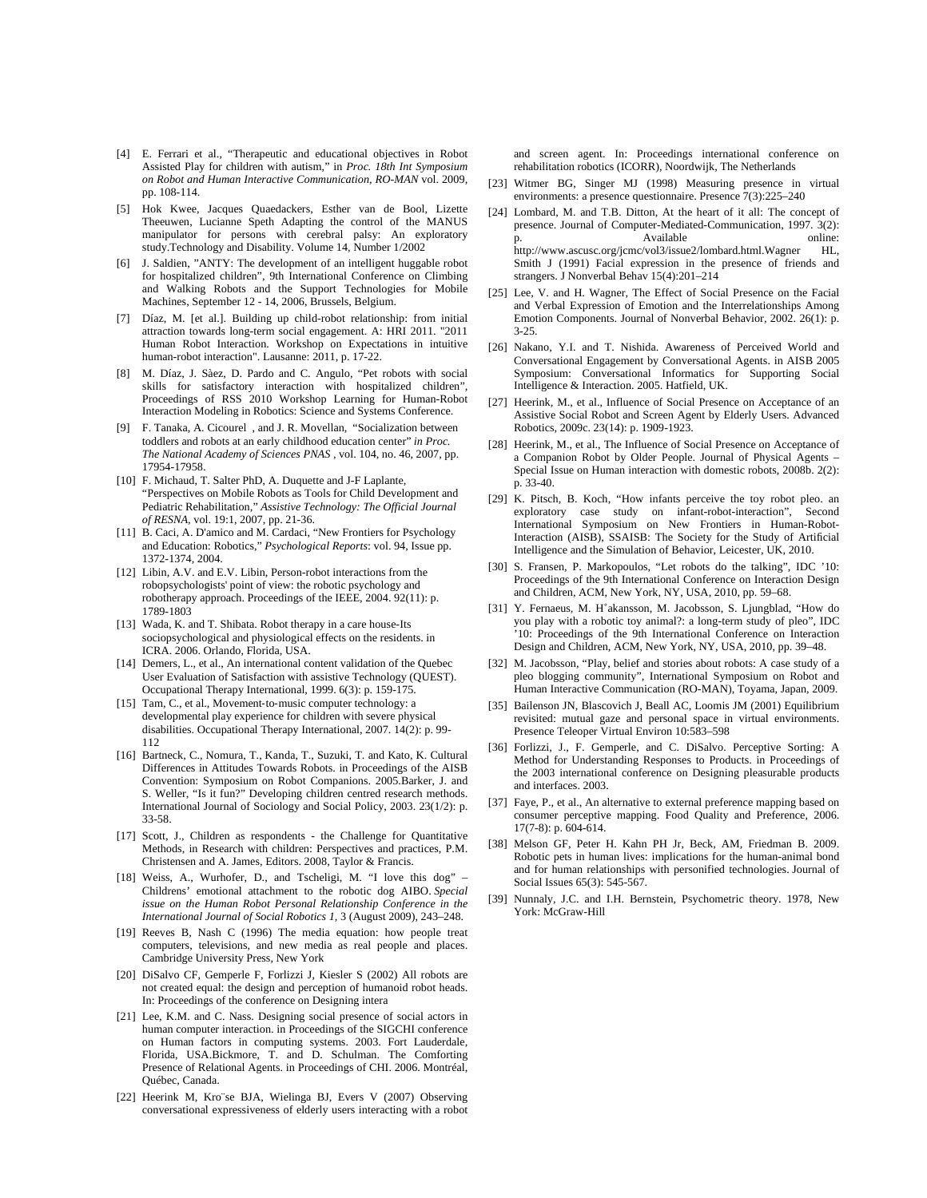[4] E. Ferrari et al., "Therapeutic and educational objectives in Robot Assisted Play for children with autism," in *Proc. 18th Int Symposium on Robot and Human Interactive Communication, RO-MAN* vol. 2009, pp. 108-114.

[5] Hok Kwee, Jacques Quaedackers, Esther van de Bool, Lizette Theeuwen, Lucianne Speth Adapting the control of the MANUS manipulator for persons with cerebral palsy: An exploratory study.Technology and Disability. Volume 14, Number 1/2002

[6] J. Saldien, "ANTY: The development of an intelligent huggable robot for hospitalized children", 9th International Conference on Climbing and Walking Robots and the Support Technologies for Mobile Machines, September 12 - 14, 2006, Brussels, Belgium.

[7] Díaz, M. [et al.]. Building up child-robot relationship: from initial attraction towards long-term social engagement. A: HRI 2011. "2011 Human Robot Interaction. Workshop on Expectations in intuitive human-robot interaction". Lausanne: 2011, p. 17-22.

[8] M. Díaz, J. Sàez, D. Pardo and C. Angulo, "Pet robots with social skills for satisfactory interaction with hospitalized children", Proceedings of RSS 2010 Workshop Learning for Human-Robot Interaction Modeling in Robotics: Science and Systems Conference.

[9] F. Tanaka, A. Cicourel , and J. R. Movellan, "Socialization between toddlers and robots at an early childhood education center" *in Proc. The National Academy of Sciences PNAS* , vol. 104, no. 46, 2007, pp. 17954-17958.

[10] F. Michaud, T. Salter PhD, A. Duquette and J-F Laplante, "Perspectives on Mobile Robots as Tools for Child Development and Pediatric Rehabilitation," *Assistive Technology: The Official Journal of RESNA*, vol. 19:1, 2007, pp. 21-36.

[11] B. Caci, A. D'amico and M. Cardaci, "New Frontiers for Psychology and Education: Robotics," *Psychological Reports*: vol. 94, Issue pp. 1372-1374, 2004.

[12] Libin, A.V. and E.V. Libin, Person-robot interactions from the robopsychologists' point of view: the robotic psychology and robotherapy approach. Proceedings of the IEEE, 2004. 92(11): p. 1789-1803

[13] Wada, K. and T. Shibata. Robot therapy in a care house-Its sociopsychological and physiological effects on the residents. in ICRA. 2006. Orlando, Florida, USA.

[14] Demers, L., et al., An international content validation of the Quebec User Evaluation of Satisfaction with assistive Technology (QUEST). Occupational Therapy International, 1999. 6(3): p. 159-175.

[15] Tam, C., et al., Movement-to-music computer technology: a developmental play experience for children with severe physical disabilities. Occupational Therapy International, 2007. 14(2): p. 99-112

[16] Bartneck, C., Nomura, T., Kanda, T., Suzuki, T. and Kato, K. Cultural Differences in Attitudes Towards Robots. in Proceedings of the AISB Convention: Symposium on Robot Companions. 2005.Barker, J. and S. Weller, "Is it fun?" Developing children centred research methods. International Journal of Sociology and Social Policy, 2003. 23(1/2): p. 33-58.

[17] Scott, J., Children as respondents - the Challenge for Quantitative Methods, in Research with children: Perspectives and practices, P.M. Christensen and A. James, Editors. 2008, Taylor & Francis.

[18] Weiss, A., Wurhofer, D., and Tscheligi, M. "I love this dog" – Childrens' emotional attachment to the robotic dog AIBO. *Special issue on the Human Robot Personal Relationship Conference in the International Journal of Social Robotics 1*, 3 (August 2009), 243–248.

[19] Reeves B, Nash C (1996) The media equation: how people treat computers, televisions, and new media as real people and places. Cambridge University Press, New York

[20] DiSalvo CF, Gemperle F, Forlizzi J, Kiesler S (2002) All robots are not created equal: the design and perception of humanoid robot heads. In: Proceedings of the conference on Designing intera

[21] Lee, K.M. and C. Nass. Designing social presence of social actors in human computer interaction. in Proceedings of the SIGCHI conference on Human factors in computing systems. 2003. Fort Lauderdale, Florida, USA.Bickmore, T. and D. Schulman. The Comforting Presence of Relational Agents. in Proceedings of CHI. 2006. Montréal, Québec, Canada.

[22] Heerink M, Kro¨se BJA, Wielinga BJ, Evers V (2007) Observing conversational expressiveness of elderly users interacting with a robot and screen agent. In: Proceedings international conference on rehabilitation robotics (ICORR), Noordwijk, The Netherlands

[23] Witmer BG, Singer MJ (1998) Measuring presence in virtual environments: a presence questionnaire. Presence 7(3):225–240

[24] Lombard, M. and T.B. Ditton, At the heart of it all: The concept of presence. Journal of Computer-Mediated-Communication, 1997. 3(2): p. Available online: http://www.ascusc.org/jcmc/vol3/issue2/lombard.html.Wagner HL, Smith J (1991) Facial expression in the presence of friends and strangers. J Nonverbal Behav 15(4):201–214

[25] Lee, V. and H. Wagner, The Effect of Social Presence on the Facial and Verbal Expression of Emotion and the Interrelationships Among Emotion Components. Journal of Nonverbal Behavior, 2002. 26(1): p. 3-25.

[26] Nakano, Y.I. and T. Nishida. Awareness of Perceived World and Conversational Engagement by Conversational Agents. in AISB 2005 Symposium: Conversational Informatics for Supporting Social Intelligence & Interaction. 2005. Hatfield, UK.

[27] Heerink, M., et al., Influence of Social Presence on Acceptance of an Assistive Social Robot and Screen Agent by Elderly Users. Advanced Robotics, 2009c. 23(14): p. 1909-1923.

[28] Heerink, M., et al., The Influence of Social Presence on Acceptance of a Companion Robot by Older People. Journal of Physical Agents – Special Issue on Human interaction with domestic robots, 2008b. 2(2): p. 33-40.

[29] K. Pitsch, B. Koch, "How infants perceive the toy robot pleo. an exploratory case study on infant-robot-interaction", Second International Symposium on New Frontiers in Human-Robot-Interaction (AISB), SSAISB: The Society for the Study of Artificial Intelligence and the Simulation of Behavior, Leicester, UK, 2010.

[30] S. Fransen, P. Markopoulos, "Let robots do the talking", IDC '10: Proceedings of the 9th International Conference on Interaction Design and Children, ACM, New York, NY, USA, 2010, pp. 59–68.

[31] Y. Fernaeus, M. H˚akansson, M. Jacobsson, S. Ljungblad, "How do you play with a robotic toy animal?: a long-term study of pleo", IDC '10: Proceedings of the 9th International Conference on Interaction Design and Children, ACM, New York, NY, USA, 2010, pp. 39–48.

[32] M. Jacobsson, "Play, belief and stories about robots: A case study of a pleo blogging community", International Symposium on Robot and Human Interactive Communication (RO-MAN), Toyama, Japan, 2009.

[35] Bailenson JN, Blascovich J, Beall AC, Loomis JM (2001) Equilibrium revisited: mutual gaze and personal space in virtual environments. Presence Teleoper Virtual Environ 10:583–598

[36] Forlizzi, J., F. Gemperle, and C. DiSalvo. Perceptive Sorting: A Method for Understanding Responses to Products. in Proceedings of the 2003 international conference on Designing pleasurable products and interfaces. 2003.

[37] Faye, P., et al., An alternative to external preference mapping based on consumer perceptive mapping. Food Quality and Preference, 2006. 17(7-8): p. 604-614.

[38] Melson GF, Peter H. Kahn PH Jr, Beck, AM, Friedman B. 2009. Robotic pets in human lives: implications for the human-animal bond and for human relationships with personified technologies. Journal of Social Issues 65(3): 545-567.

[39] Nunnaly, J.C. and I.H. Bernstein, Psychometric theory. 1978, New York: McGraw-Hill